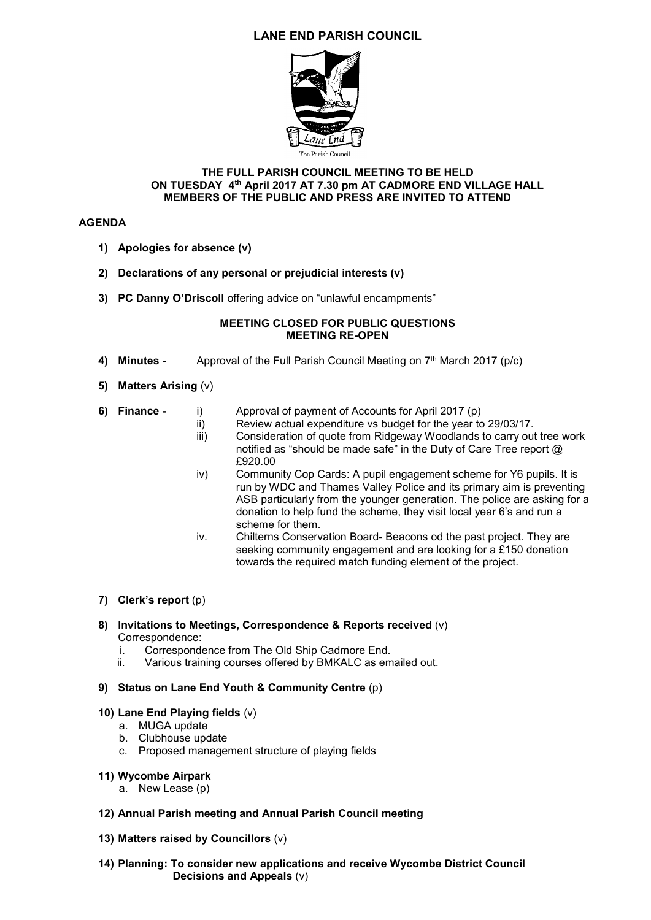# LANE END PARISH COUNCIL

The Parish Council

**THE FULL PARISH COUNCIL MEETING TO BE HELD ON TUESDAY 4th April 2017 AT 7.30 pm AT CADMORE END VILLAGE HALL MEMBERS OF THE PUBLIC AND PRESS ARE INVITED TO ATTEND**

## AGENDA

1) **Apologies for absence (v)**

2) **Declarations of any personal or prejudicial interests (v)**

3) **PC Danny O'Driscoll** offering advice on "unlawful encampments"

**MEETING CLOSED FOR PUBLIC QUESTIONS**
**MEETING RE-OPEN**

4) **Minutes -** Approval of the Full Parish Council Meeting on 7th March 2017 (p/c)

5) **Matters Arising** (v)

6) **Finance -**
   - i) Approval of payment of Accounts for April 2017 (p)
   - ii) Review actual expenditure vs budget for the year to 29/03/17.
   - iii) Consideration of quote from Ridgeway Woodlands to carry out tree work notified as "should be made safe" in the Duty of Care Tree report @ £920.00
   - iv) Community Cop Cards: A pupil engagement scheme for Y6 pupils. It is run by WDC and Thames Valley Police and its primary aim is preventing ASB particularly from the younger generation. The police are asking for a donation to help fund the scheme, they visit local year 6's and run a scheme for them.
   - iv. Chilterns Conservation Board- Beacons od the past project. They are seeking community engagement and are looking for a £150 donation towards the required match funding element of the project.

7) **Clerk's report** (p)

8) **Invitations to Meetings, Correspondence & Reports received** (v)
   Correspondence:
   - i. Correspondence from The Old Ship Cadmore End.
   - ii. Various training courses offered by BMKALC as emailed out.

9) **Status on Lane End Youth & Community Centre** (p)

10) **Lane End Playing fields** (v)
   - a. MUGA update
   - b. Clubhouse update
   - c. Proposed management structure of playing fields

11) **Wycombe Airpark**
   - a. New Lease (p)

12) **Annual Parish meeting and Annual Parish Council meeting**

13) **Matters raised by Councillors** (v)

14) **Planning: To consider new applications and receive Wycombe District Council Decisions and Appeals** (v)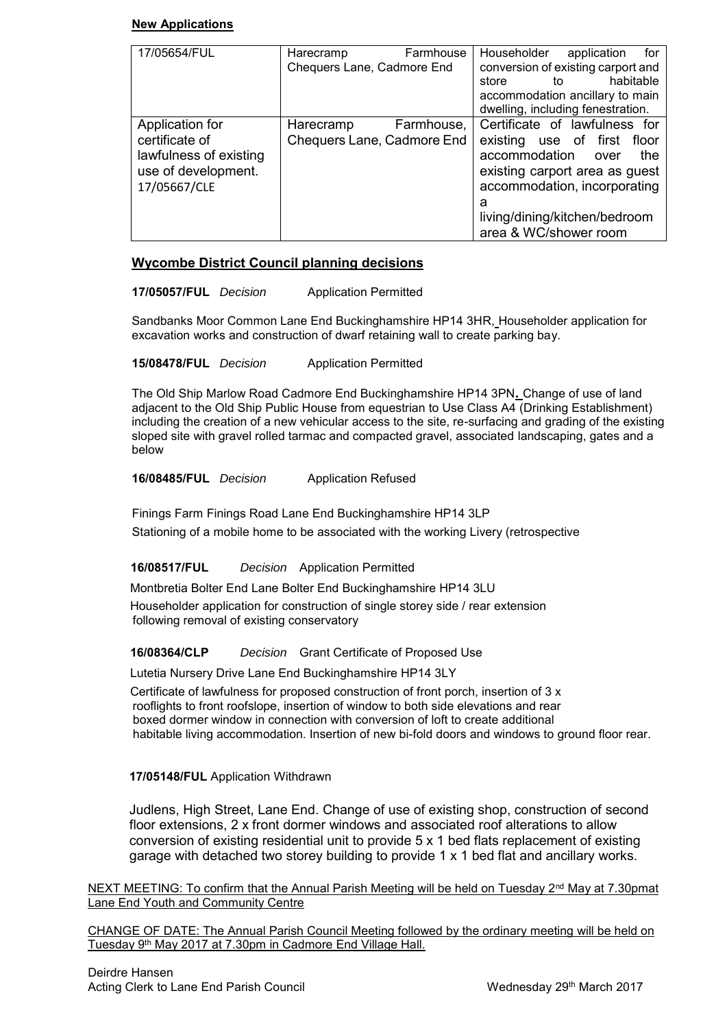**New Applications**

| 17/05654/FUL | Harecramp Farmhouse Chequers Lane, Cadmore End | Householder application for conversion of existing carport and store to habitable accommodation ancillary to main dwelling, including fenestration. |
|---|---|---|
| Application for certificate of lawfulness of existing use of development. 17/05667/CLE | Harecramp Farmhouse, Chequers Lane, Cadmore End | Certificate of lawfulness for existing use of first floor accommodation over the existing carport area as guest accommodation, incorporating a living/dining/kitchen/bedroom area & WC/shower room |

## Wycombe District Council planning decisions

**17/05057/FUL** *Decision* Application Permitted

Sandbanks Moor Common Lane End Buckinghamshire HP14 3HR, Householder application for excavation works and construction of dwarf retaining wall to create parking bay.

**15/08478/FUL** *Decision* Application Permitted

The Old Ship Marlow Road Cadmore End Buckinghamshire HP14 3PN**.** Change of use of land adjacent to the Old Ship Public House from equestrian to Use Class A4 (Drinking Establishment) including the creation of a new vehicular access to the site, re-surfacing and grading of the existing sloped site with gravel rolled tarmac and compacted gravel, associated landscaping, gates and a below

**16/08485/FUL** *Decision* Application Refused

Finings Farm Finings Road Lane End Buckinghamshire HP14 3LP
Stationing of a mobile home to be associated with the working Livery (retrospective

**16/08517/FUL** *Decision* Application Permitted

Montbretia Bolter End Lane Bolter End Buckinghamshire HP14 3LU
Householder application for construction of single storey side / rear extension following removal of existing conservatory

**16/08364/CLP** *Decision* Grant Certificate of Proposed Use

Lutetia Nursery Drive Lane End Buckinghamshire HP14 3LY
Certificate of lawfulness for proposed construction of front porch, insertion of 3 x rooflights to front roofslope, insertion of window to both side elevations and rear boxed dormer window in connection with conversion of loft to create additional habitable living accommodation. Insertion of new bi-fold doors and windows to ground floor rear.

**17/05148/FUL** Application Withdrawn

Judlens, High Street, Lane End. Change of use of existing shop, construction of second floor extensions, 2 x front dormer windows and associated roof alterations to allow conversion of existing residential unit to provide 5 x 1 bed flats replacement of existing garage with detached two storey building to provide 1 x 1 bed flat and ancillary works.

NEXT MEETING: To confirm that the Annual Parish Meeting will be held on Tuesday 2nd May at 7.30pmat Lane End Youth and Community Centre

CHANGE OF DATE: The Annual Parish Council Meeting followed by the ordinary meeting will be held on Tuesday 9th May 2017 at 7.30pm in Cadmore End Village Hall.

Deirdre Hansen
Acting Clerk to Lane End Parish Council

Wednesday 29th March 2017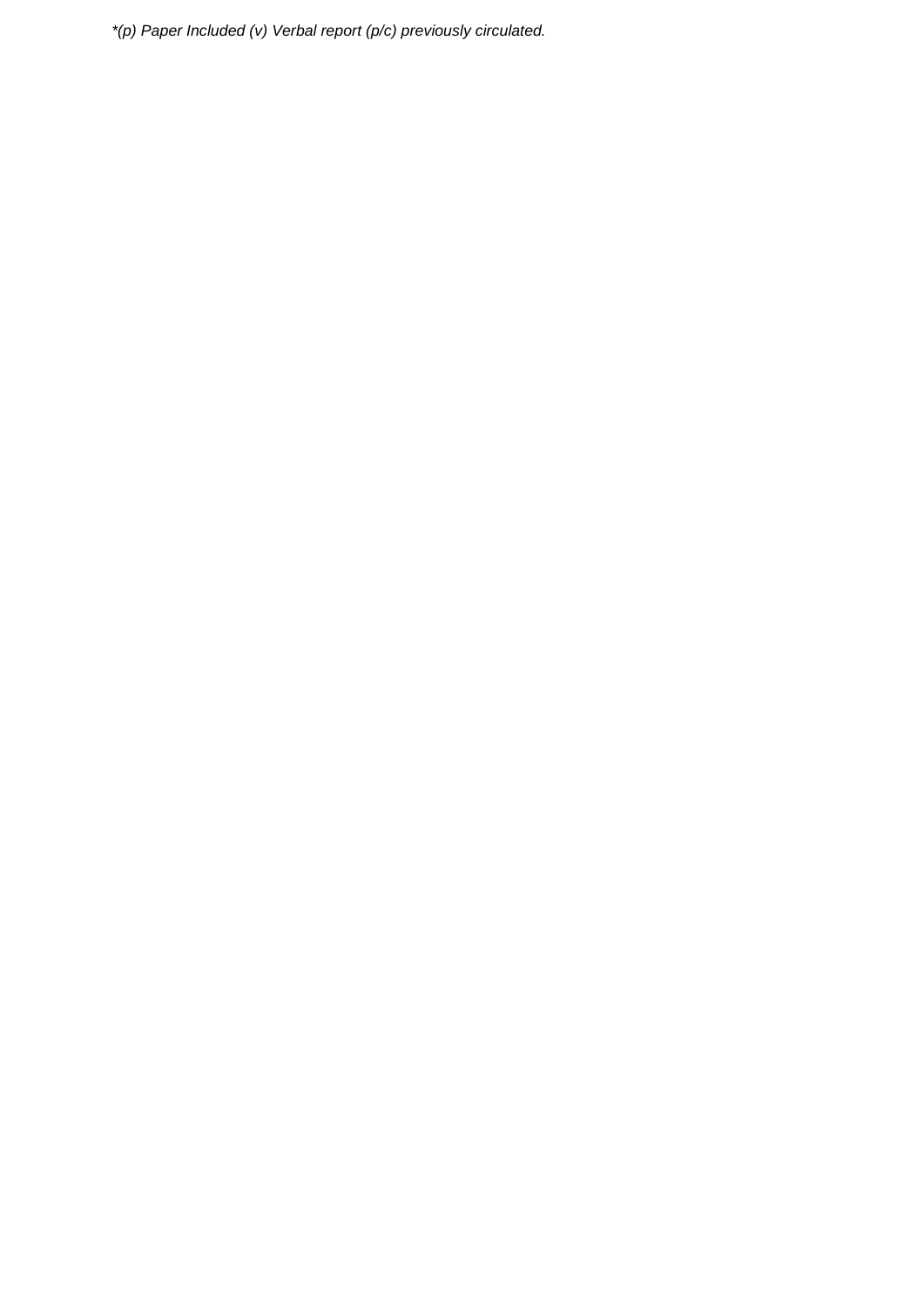*(p) Paper Included (v) Verbal report (p/c) previously circulated.*